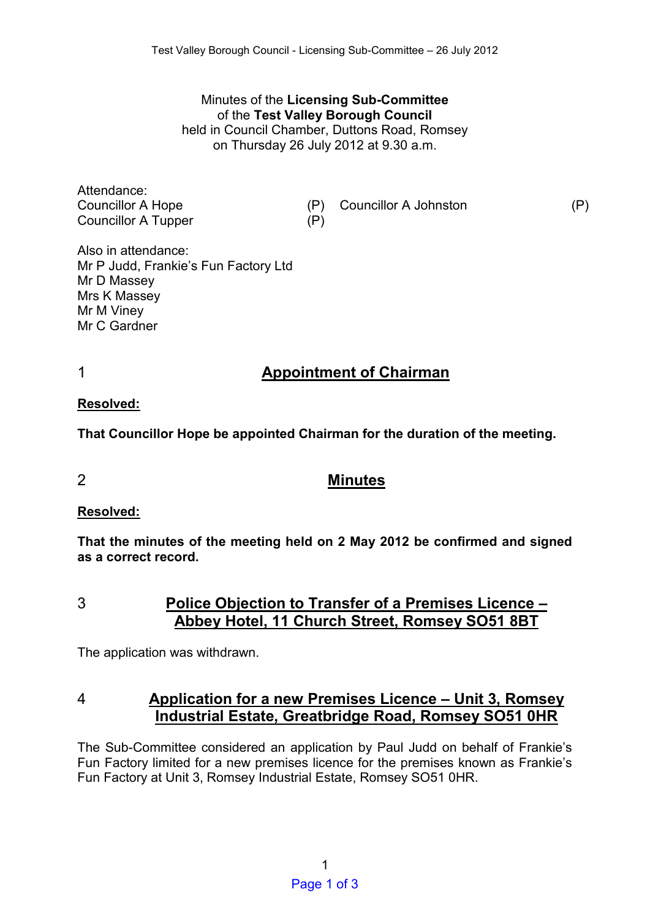Minutes of the **Licensing Sub-Committee**
of the **Test Valley Borough Council**
held in Council Chamber, Duttons Road, Romsey
on Thursday 26 July 2012 at 9.30 a.m.

Attendance:

| | | | |
|---|---|---|---|
| Councillor A Hope | (P) | Councillor A Johnston | (P) |
| Councillor A Tupper | (P) | | |

Also in attendance:
Mr P Judd, Frankie's Fun Factory Ltd
Mr D Massey
Mrs K Massey
Mr M Viney
Mr C Gardner

## 1 Appointment of Chairman

**Resolved:**

**That Councillor Hope be appointed Chairman for the duration of the meeting.**

## 2 Minutes

**Resolved:**

**That the minutes of the meeting held on 2 May 2012 be confirmed and signed as a correct record.**

## 3 Police Objection to Transfer of a Premises Licence – Abbey Hotel, 11 Church Street, Romsey SO51 8BT

The application was withdrawn.

## 4 Application for a new Premises Licence – Unit 3, Romsey Industrial Estate, Greatbridge Road, Romsey SO51 0HR

The Sub-Committee considered an application by Paul Judd on behalf of Frankie's Fun Factory limited for a new premises licence for the premises known as Frankie's Fun Factory at Unit 3, Romsey Industrial Estate, Romsey SO51 0HR.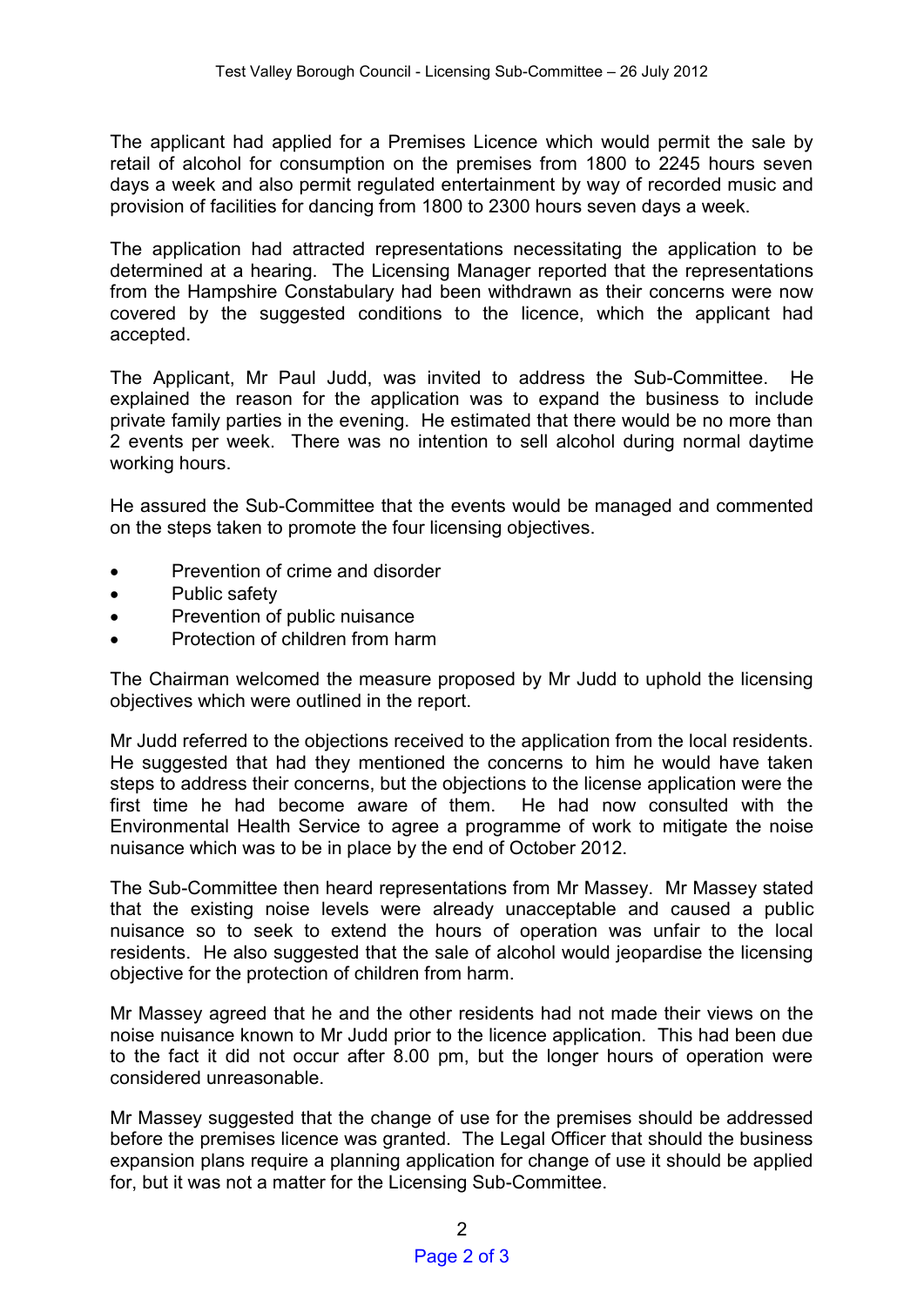The applicant had applied for a Premises Licence which would permit the sale by retail of alcohol for consumption on the premises from 1800 to 2245 hours seven days a week and also permit regulated entertainment by way of recorded music and provision of facilities for dancing from 1800 to 2300 hours seven days a week.

The application had attracted representations necessitating the application to be determined at a hearing. The Licensing Manager reported that the representations from the Hampshire Constabulary had been withdrawn as their concerns were now covered by the suggested conditions to the licence, which the applicant had accepted.

The Applicant, Mr Paul Judd, was invited to address the Sub-Committee. He explained the reason for the application was to expand the business to include private family parties in the evening. He estimated that there would be no more than 2 events per week. There was no intention to sell alcohol during normal daytime working hours.

He assured the Sub-Committee that the events would be managed and commented on the steps taken to promote the four licensing objectives.

- Prevention of crime and disorder
- Public safety
- Prevention of public nuisance
- Protection of children from harm

The Chairman welcomed the measure proposed by Mr Judd to uphold the licensing objectives which were outlined in the report.

Mr Judd referred to the objections received to the application from the local residents. He suggested that had they mentioned the concerns to him he would have taken steps to address their concerns, but the objections to the license application were the first time he had become aware of them. He had now consulted with the Environmental Health Service to agree a programme of work to mitigate the noise nuisance which was to be in place by the end of October 2012.

The Sub-Committee then heard representations from Mr Massey. Mr Massey stated that the existing noise levels were already unacceptable and caused a public nuisance so to seek to extend the hours of operation was unfair to the local residents. He also suggested that the sale of alcohol would jeopardise the licensing objective for the protection of children from harm.

Mr Massey agreed that he and the other residents had not made their views on the noise nuisance known to Mr Judd prior to the licence application. This had been due to the fact it did not occur after 8.00 pm, but the longer hours of operation were considered unreasonable.

Mr Massey suggested that the change of use for the premises should be addressed before the premises licence was granted. The Legal Officer that should the business expansion plans require a planning application for change of use it should be applied for, but it was not a matter for the Licensing Sub-Committee.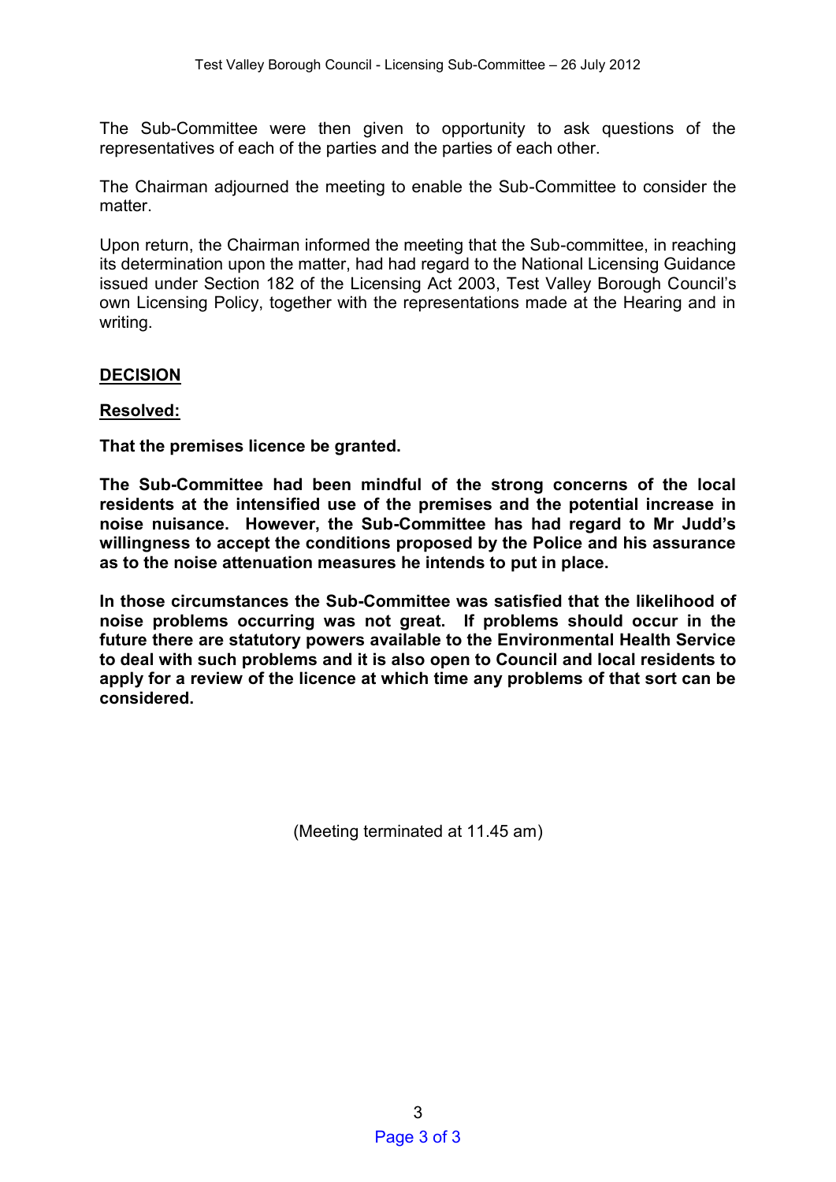The Sub-Committee were then given to opportunity to ask questions of the representatives of each of the parties and the parties of each other.

The Chairman adjourned the meeting to enable the Sub-Committee to consider the matter.

Upon return, the Chairman informed the meeting that the Sub-committee, in reaching its determination upon the matter, had had regard to the National Licensing Guidance issued under Section 182 of the Licensing Act 2003, Test Valley Borough Council's own Licensing Policy, together with the representations made at the Hearing and in writing.

**DECISION**

**Resolved:**

**That the premises licence be granted.**

**The Sub-Committee had been mindful of the strong concerns of the local residents at the intensified use of the premises and the potential increase in noise nuisance. However, the Sub-Committee has had regard to Mr Judd's willingness to accept the conditions proposed by the Police and his assurance as to the noise attenuation measures he intends to put in place.**

**In those circumstances the Sub-Committee was satisfied that the likelihood of noise problems occurring was not great. If problems should occur in the future there are statutory powers available to the Environmental Health Service to deal with such problems and it is also open to Council and local residents to apply for a review of the licence at which time any problems of that sort can be considered.**

(Meeting terminated at 11.45 am)